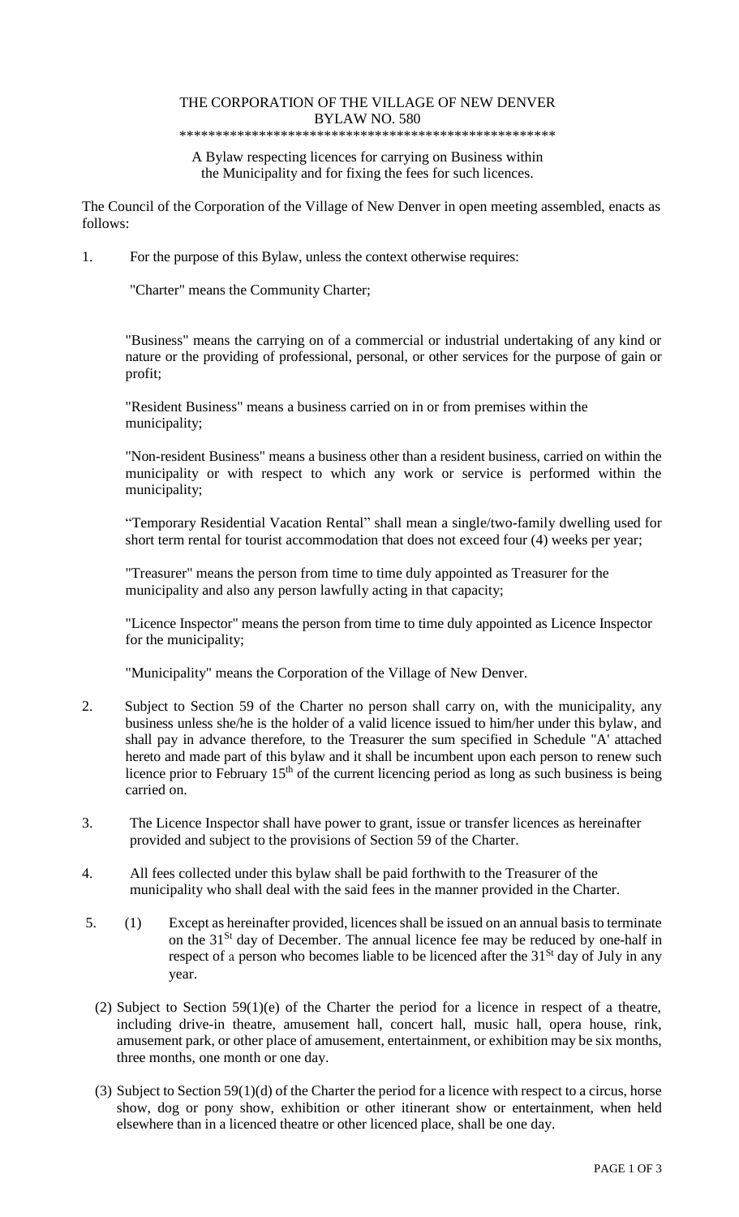# THE CORPORATION OF THE VILLAGE OF NEW DENVER
## BYLAW NO. 580

****************************************************

A Bylaw respecting licences for carrying on Business within the Municipality and for fixing the fees for such licences.

The Council of the Corporation of the Village of New Denver in open meeting assembled, enacts as follows:

1. For the purpose of this Bylaw, unless the context otherwise requires:

   "Charter" means the Community Charter;

   "Business" means the carrying on of a commercial or industrial undertaking of any kind or nature or the providing of professional, personal, or other services for the purpose of gain or profit;

   "Resident Business" means a business carried on in or from premises within the municipality;

   "Non-resident Business" means a business other than a resident business, carried on within the municipality or with respect to which any work or service is performed within the municipality;

   "Temporary Residential Vacation Rental" shall mean a single/two-family dwelling used for short term rental for tourist accommodation that does not exceed four (4) weeks per year;

   "Treasurer" means the person from time to time duly appointed as Treasurer for the municipality and also any person lawfully acting in that capacity;

   "Licence Inspector" means the person from time to time duly appointed as Licence Inspector for the municipality;

   "Municipality" means the Corporation of the Village of New Denver.

2. Subject to Section 59 of the Charter no person shall carry on, with the municipality, any business unless she/he is the holder of a valid licence issued to him/her under this bylaw, and shall pay in advance therefore, to the Treasurer the sum specified in Schedule "A' attached hereto and made part of this bylaw and it shall be incumbent upon each person to renew such licence prior to February 15th of the current licencing period as long as such business is being carried on.

3. The Licence Inspector shall have power to grant, issue or transfer licences as hereinafter provided and subject to the provisions of Section 59 of the Charter.

4. All fees collected under this bylaw shall be paid forthwith to the Treasurer of the municipality who shall deal with the said fees in the manner provided in the Charter.

5. (1) Except as hereinafter provided, licences shall be issued on an annual basis to terminate on the 31St day of December. The annual licence fee may be reduced by one-half in respect of a person who becomes liable to be licenced after the 31St day of July in any year.

   (2) Subject to Section 59(1)(e) of the Charter the period for a licence in respect of a theatre, including drive-in theatre, amusement hall, concert hall, music hall, opera house, rink, amusement park, or other place of amusement, entertainment, or exhibition may be six months, three months, one month or one day.

   (3) Subject to Section 59(1)(d) of the Charter the period for a licence with respect to a circus, horse show, dog or pony show, exhibition or other itinerant show or entertainment, when held elsewhere than in a licenced theatre or other licenced place, shall be one day.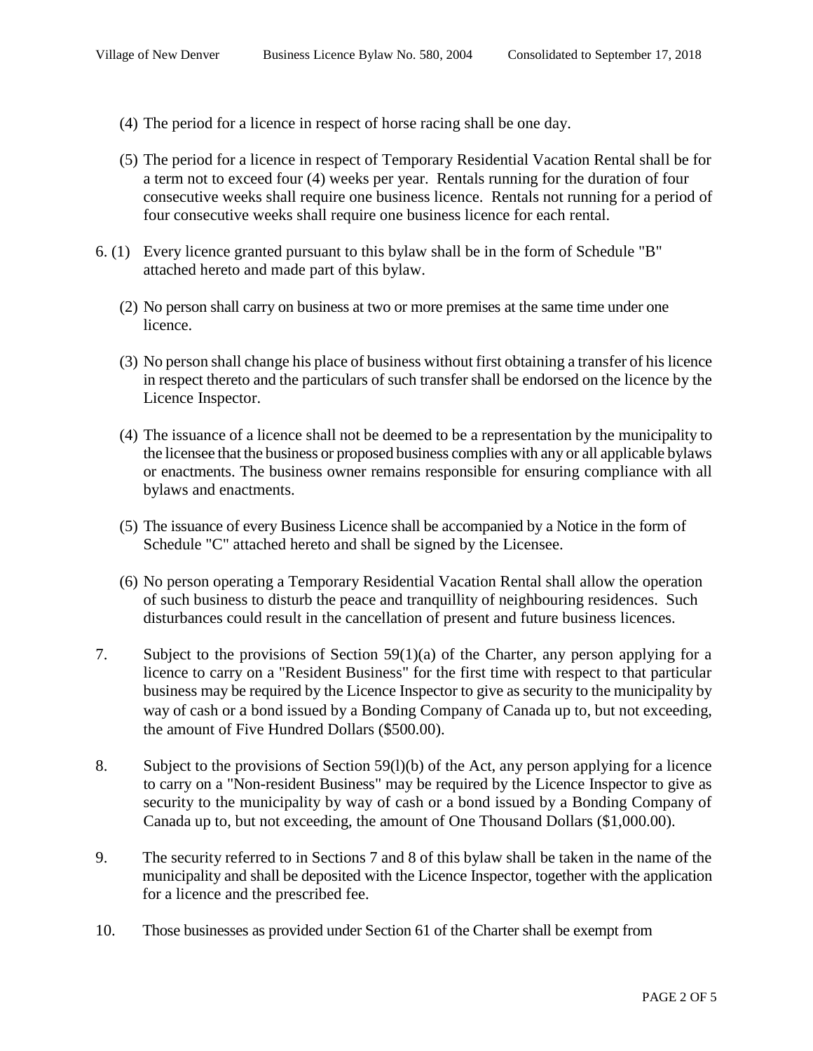(4) The period for a licence in respect of horse racing shall be one day.

(5) The period for a licence in respect of Temporary Residential Vacation Rental shall be for a term not to exceed four (4) weeks per year. Rentals running for the duration of four consecutive weeks shall require one business licence. Rentals not running for a period of four consecutive weeks shall require one business licence for each rental.

6. (1) Every licence granted pursuant to this bylaw shall be in the form of Schedule "B" attached hereto and made part of this bylaw.

(2) No person shall carry on business at two or more premises at the same time under one licence.

(3) No person shall change his place of business without first obtaining a transfer of his licence in respect thereto and the particulars of such transfer shall be endorsed on the licence by the Licence Inspector.

(4) The issuance of a licence shall not be deemed to be a representation by the municipality to the licensee that the business or proposed business complies with any or all applicable bylaws or enactments. The business owner remains responsible for ensuring compliance with all bylaws and enactments.

(5) The issuance of every Business Licence shall be accompanied by a Notice in the form of Schedule "C" attached hereto and shall be signed by the Licensee.

(6) No person operating a Temporary Residential Vacation Rental shall allow the operation of such business to disturb the peace and tranquillity of neighbouring residences. Such disturbances could result in the cancellation of present and future business licences.

7. Subject to the provisions of Section 59(1)(a) of the Charter, any person applying for a licence to carry on a "Resident Business" for the first time with respect to that particular business may be required by the Licence Inspector to give as security to the municipality by way of cash or a bond issued by a Bonding Company of Canada up to, but not exceeding, the amount of Five Hundred Dollars ($500.00).

8. Subject to the provisions of Section 59(l)(b) of the Act, any person applying for a licence to carry on a "Non-resident Business" may be required by the Licence Inspector to give as security to the municipality by way of cash or a bond issued by a Bonding Company of Canada up to, but not exceeding, the amount of One Thousand Dollars ($1,000.00).

9. The security referred to in Sections 7 and 8 of this bylaw shall be taken in the name of the municipality and shall be deposited with the Licence Inspector, together with the application for a licence and the prescribed fee.

10. Those businesses as provided under Section 61 of the Charter shall be exempt from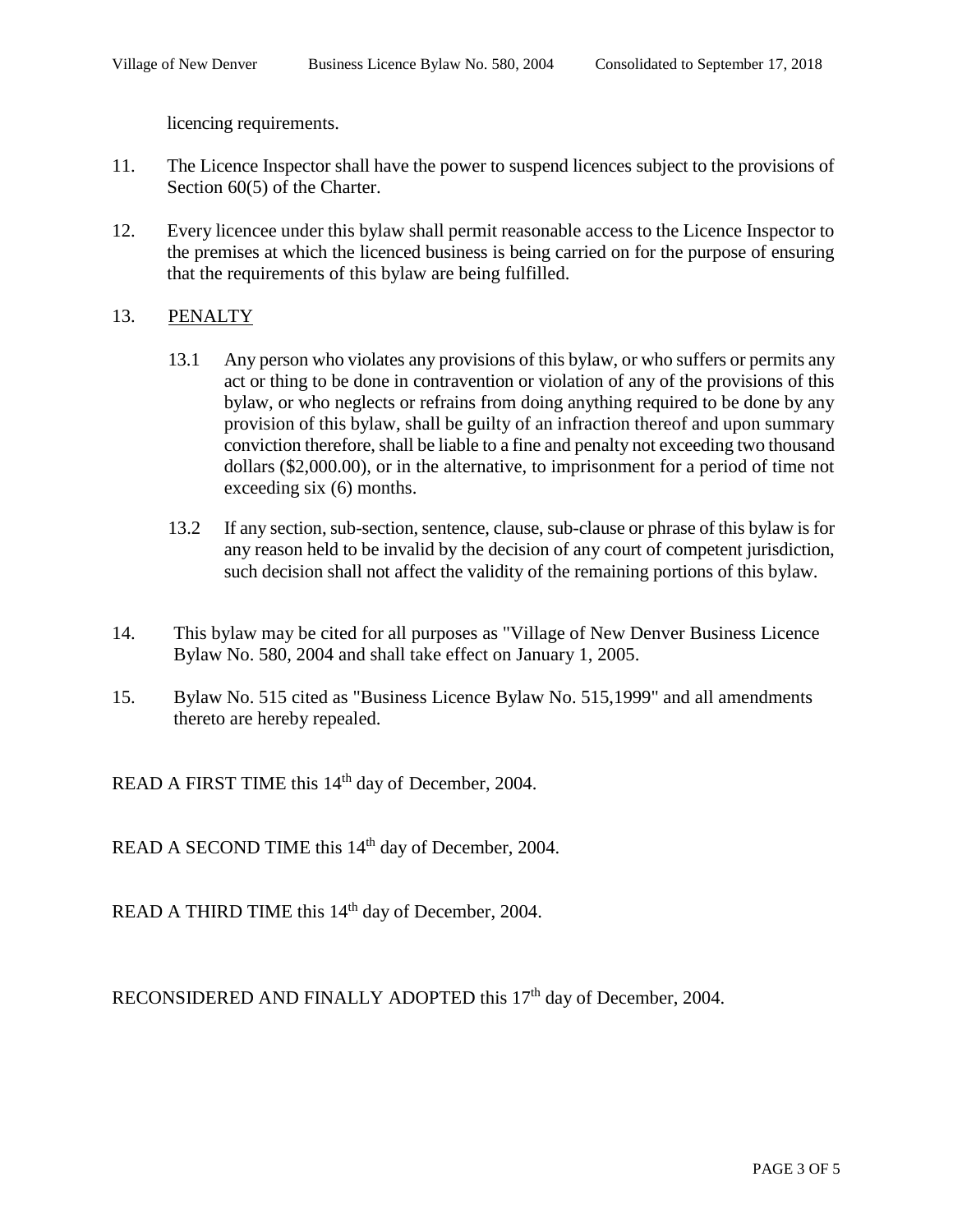licencing requirements.

11. The Licence Inspector shall have the power to suspend licences subject to the provisions of Section 60(5) of the Charter.

12. Every licencee under this bylaw shall permit reasonable access to the Licence Inspector to the premises at which the licenced business is being carried on for the purpose of ensuring that the requirements of this bylaw are being fulfilled.

13. PENALTY

    13.1 Any person who violates any provisions of this bylaw, or who suffers or permits any act or thing to be done in contravention or violation of any of the provisions of this bylaw, or who neglects or refrains from doing anything required to be done by any provision of this bylaw, shall be guilty of an infraction thereof and upon summary conviction therefore, shall be liable to a fine and penalty not exceeding two thousand dollars ($2,000.00), or in the alternative, to imprisonment for a period of time not exceeding six (6) months.

    13.2 If any section, sub-section, sentence, clause, sub-clause or phrase of this bylaw is for any reason held to be invalid by the decision of any court of competent jurisdiction, such decision shall not affect the validity of the remaining portions of this bylaw.

14. This bylaw may be cited for all purposes as "Village of New Denver Business Licence Bylaw No. 580, 2004 and shall take effect on January 1, 2005.

15. Bylaw No. 515 cited as "Business Licence Bylaw No. 515,1999" and all amendments thereto are hereby repealed.

READ A FIRST TIME this 14th day of December, 2004.

READ A SECOND TIME this 14th day of December, 2004.

READ A THIRD TIME this 14th day of December, 2004.

RECONSIDERED AND FINALLY ADOPTED this 17th day of December, 2004.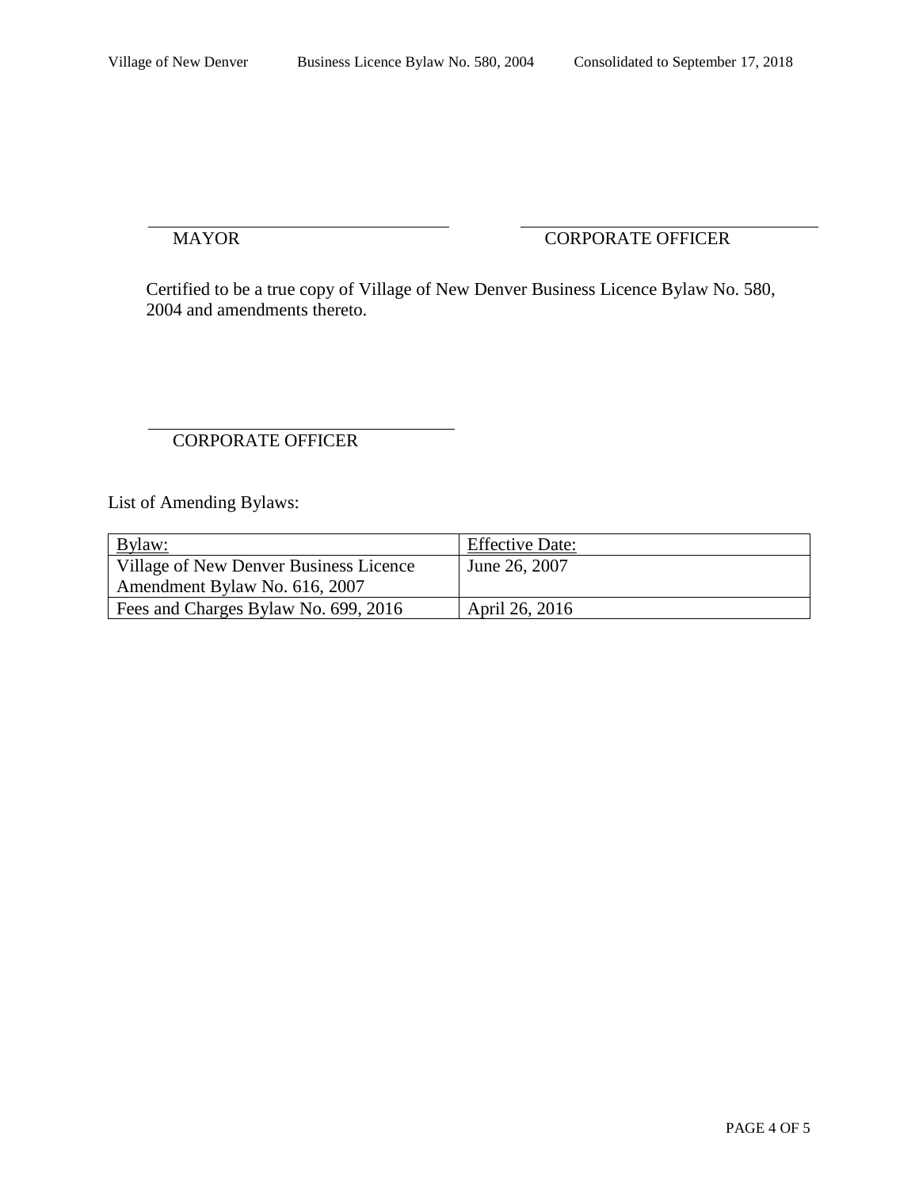MAYOR

CORPORATE OFFICER

Certified to be a true copy of Village of New Denver Business Licence Bylaw No. 580, 2004 and amendments thereto.

CORPORATE OFFICER

List of Amending Bylaws:

| Bylaw: | Effective Date: |
| --- | --- |
| Village of New Denver Business Licence Amendment Bylaw No. 616, 2007 | June 26, 2007 |
| Fees and Charges Bylaw No. 699, 2016 | April 26, 2016 |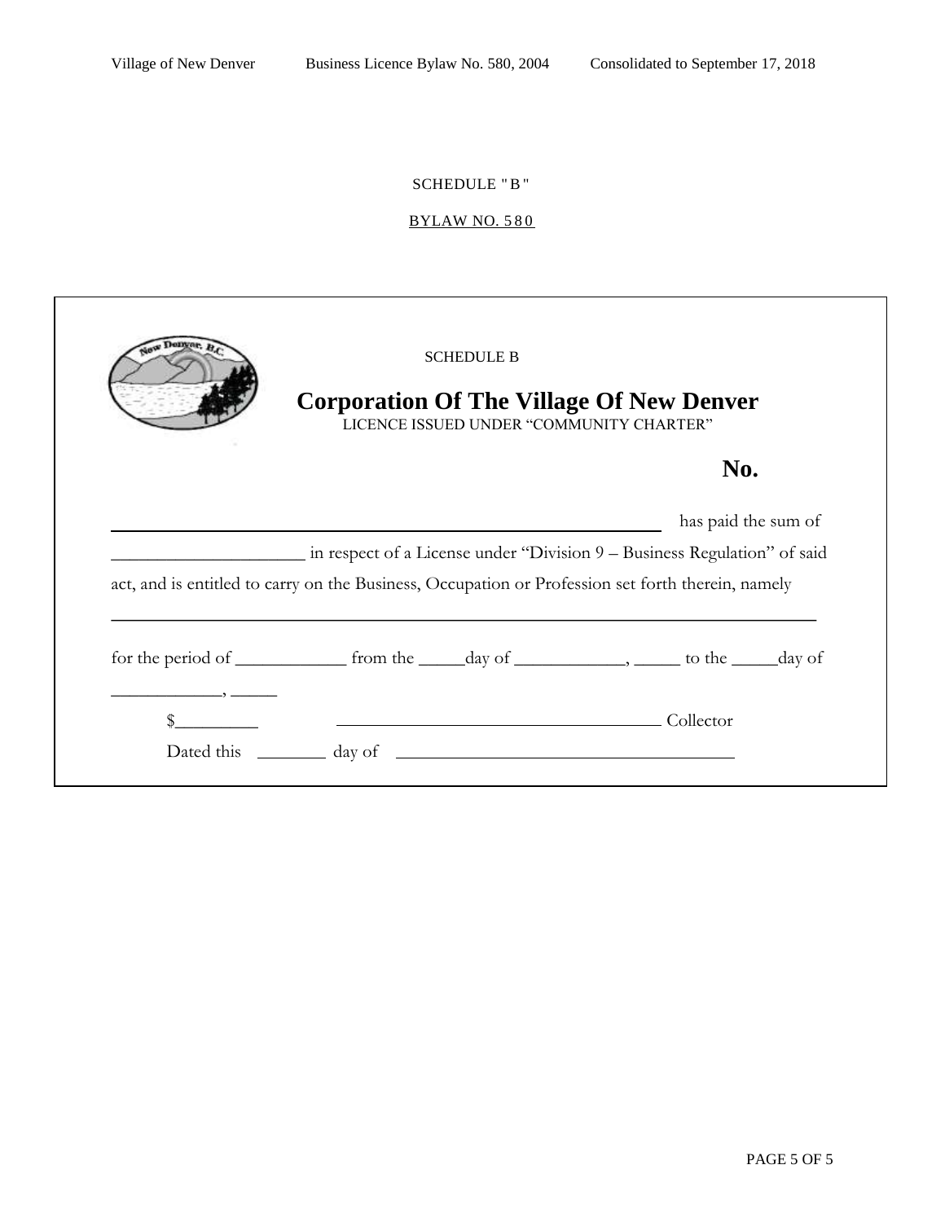SCHEDULE "B"

BYLAW NO. 580

SCHEDULE B

**Corporation Of The Village Of New Denver**

LICENCE ISSUED UNDER "COMMUNITY CHARTER"

**No.**

\_\_\_\_\_\_\_\_\_\_\_\_\_\_\_\_\_\_\_\_\_\_\_\_\_\_\_\_\_\_\_\_\_\_\_\_\_\_\_\_\_\_\_\_\_\_\_\_\_\_\_\_\_\_\_\_\_\_\_\_ has paid the sum of \_\_\_\_\_\_\_\_\_\_\_\_\_\_\_\_\_\_\_\_\_ in respect of a License under "Division 9 – Business Regulation" of said act, and is entitled to carry on the Business, Occupation or Profession set forth therein, namely

\_\_\_\_\_\_\_\_\_\_\_\_\_\_\_\_\_\_\_\_\_\_\_\_\_\_\_\_\_\_\_\_\_\_\_\_\_\_\_\_\_\_\_\_\_\_\_\_\_\_\_\_\_\_\_\_\_\_\_\_\_\_\_\_\_\_\_\_\_\_\_\_\_\_\_\_\_\_

for the period of \_\_\_\_\_\_\_\_\_\_\_\_ from the \_\_\_\_\_day of \_\_\_\_\_\_\_\_\_\_\_\_, \_\_\_\_\_ to the \_\_\_\_\_day of \_\_\_\_\_\_\_\_\_\_\_\_, \_\_\_\_\_

$\_\_\_\_\_\_\_\_\_ \_\_\_\_\_\_\_\_\_\_\_\_\_\_\_\_\_\_\_\_\_\_\_\_\_\_\_\_\_\_\_\_\_\_\_\_ Collector

Dated this \_\_\_\_\_\_\_\_ day of \_\_\_\_\_\_\_\_\_\_\_\_\_\_\_\_\_\_\_\_\_\_\_\_\_\_\_\_\_\_\_\_\_\_\_\_\_\_\_